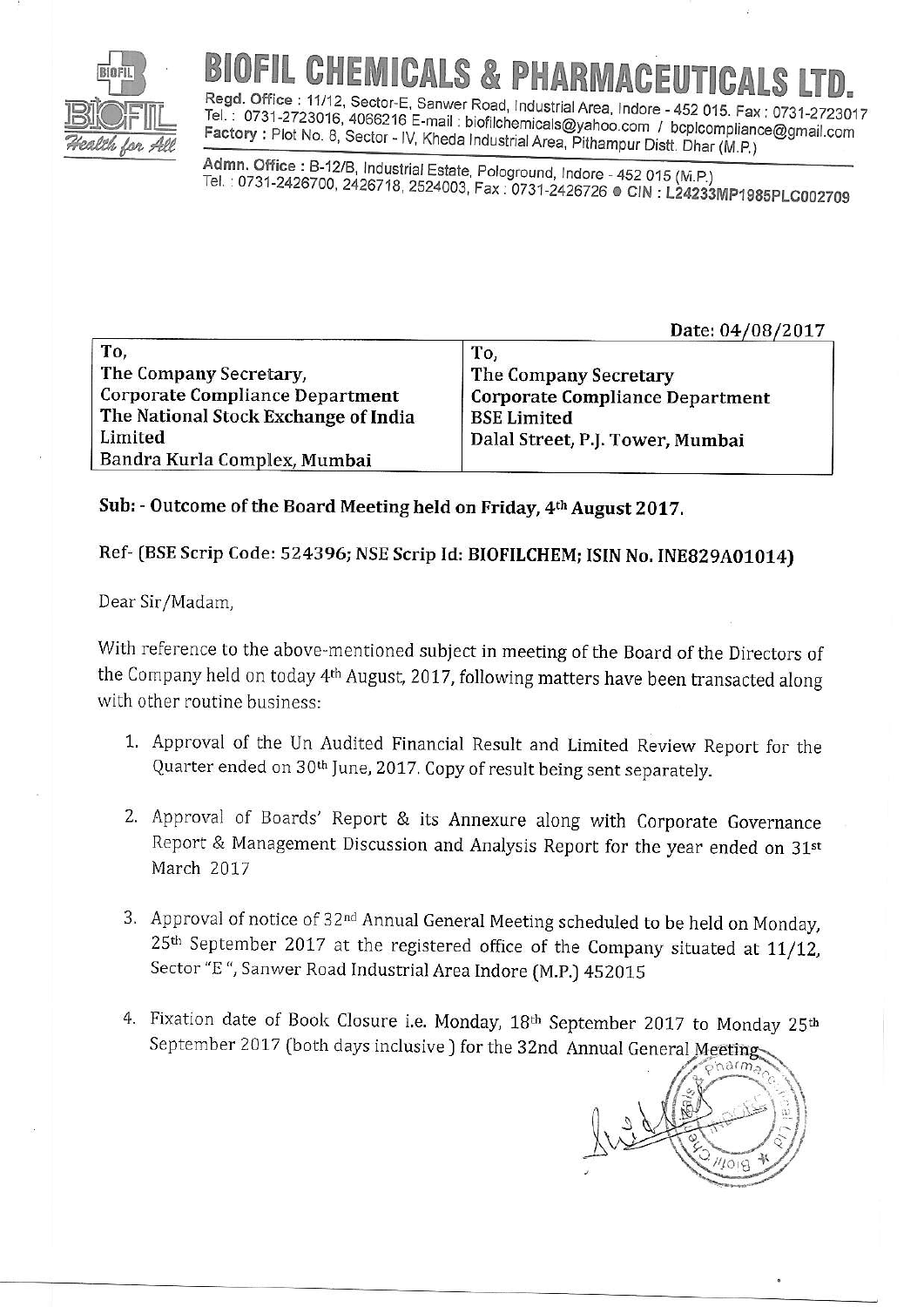# BIOFIL CHEMICALS & PHARMACEUTICALS LTD.

Regd. Office : 11/12, Sector-E, Sanwer Road, Industrial Area, Indore - 452 015. Fax : 0731-2723017
Tel. : 0731-2723016, 4066216 E-mail : biofilchemicals@yahoo.com / bcplcompliance@gmail.com
Factory : Plot No. 8, Sector - IV, Kheda Industrial Area, Pithampur Distt. Dhar (M.P.)

Admn. Office : B-12/B, Industrial Estate, Pologround, Indore - 452 015 (M.P.)
Tel. : 0731-2426700, 2426718, 2524003, Fax : 0731-2426726 ● CIN : L24233MP1985PLC002709

Date: 04/08/2017

| To, | To, |
|---|---|
| The Company Secretary, | The Company Secretary |
| Corporate Compliance Department | Corporate Compliance Department |
| The National Stock Exchange of India Limited | BSE Limited |
| Bandra Kurla Complex, Mumbai | Dalal Street, P.J. Tower, Mumbai |

**Sub: - Outcome of the Board Meeting held on Friday, 4th August 2017.**

**Ref- (BSE Scrip Code: 524396; NSE Scrip Id: BIOFILCHEM; ISIN No. INE829A01014)**

Dear Sir/Madam,

With reference to the above-mentioned subject in meeting of the Board of the Directors of the Company held on today 4th August, 2017, following matters have been transacted along with other routine business:

1. Approval of the Un Audited Financial Result and Limited Review Report for the Quarter ended on 30th June, 2017. Copy of result being sent separately.

2. Approval of Boards' Report & its Annexure along with Corporate Governance Report & Management Discussion and Analysis Report for the year ended on 31st March 2017

3. Approval of notice of 32nd Annual General Meeting scheduled to be held on Monday, 25th September 2017 at the registered office of the Company situated at 11/12, Sector "E ", Sanwer Road Industrial Area Indore (M.P.) 452015

4. Fixation date of Book Closure i.e. Monday, 18th September 2017 to Monday 25th September 2017 (both days inclusive ) for the 32nd Annual General Meeting.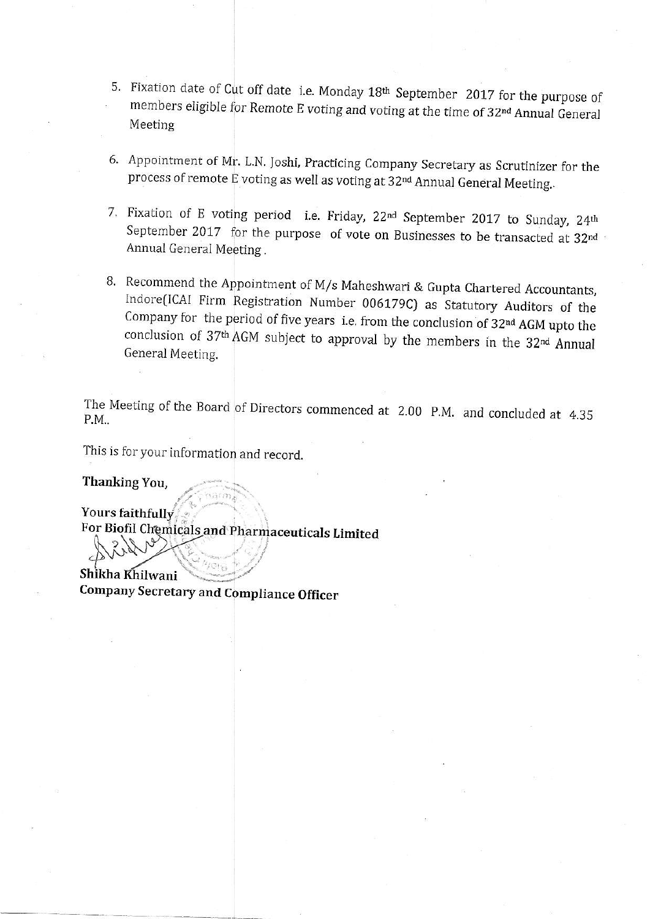5. Fixation date of Cut off date i.e. Monday 18th September 2017 for the purpose of members eligible for Remote E voting and voting at the time of 32nd Annual General Meeting

6. Appointment of Mr. L.N. Joshi, Practicing Company Secretary as Scrutinizer for the process of remote E voting as well as voting at 32nd Annual General Meeting..

7. Fixation of E voting period i.e. Friday, 22nd September 2017 to Sunday, 24th September 2017 for the purpose of vote on Businesses to be transacted at 32nd Annual General Meeting .

8. Recommend the Appointment of M/s Maheshwari & Gupta Chartered Accountants, Indore(ICAI Firm Registration Number 006179C) as Statutory Auditors of the Company for the period of five years i.e. from the conclusion of 32nd AGM upto the conclusion of 37th AGM subject to approval by the members in the 32nd Annual General Meeting.

The Meeting of the Board of Directors commenced at 2.00 P.M. and concluded at 4.35 P.M..

This is for your information and record.

**Thanking You,**

**Yours faithfully**
**For Biofil Chemicals and Pharmaceuticals Limited**

**Shikha Khilwani**
**Company Secretary and Compliance Officer**